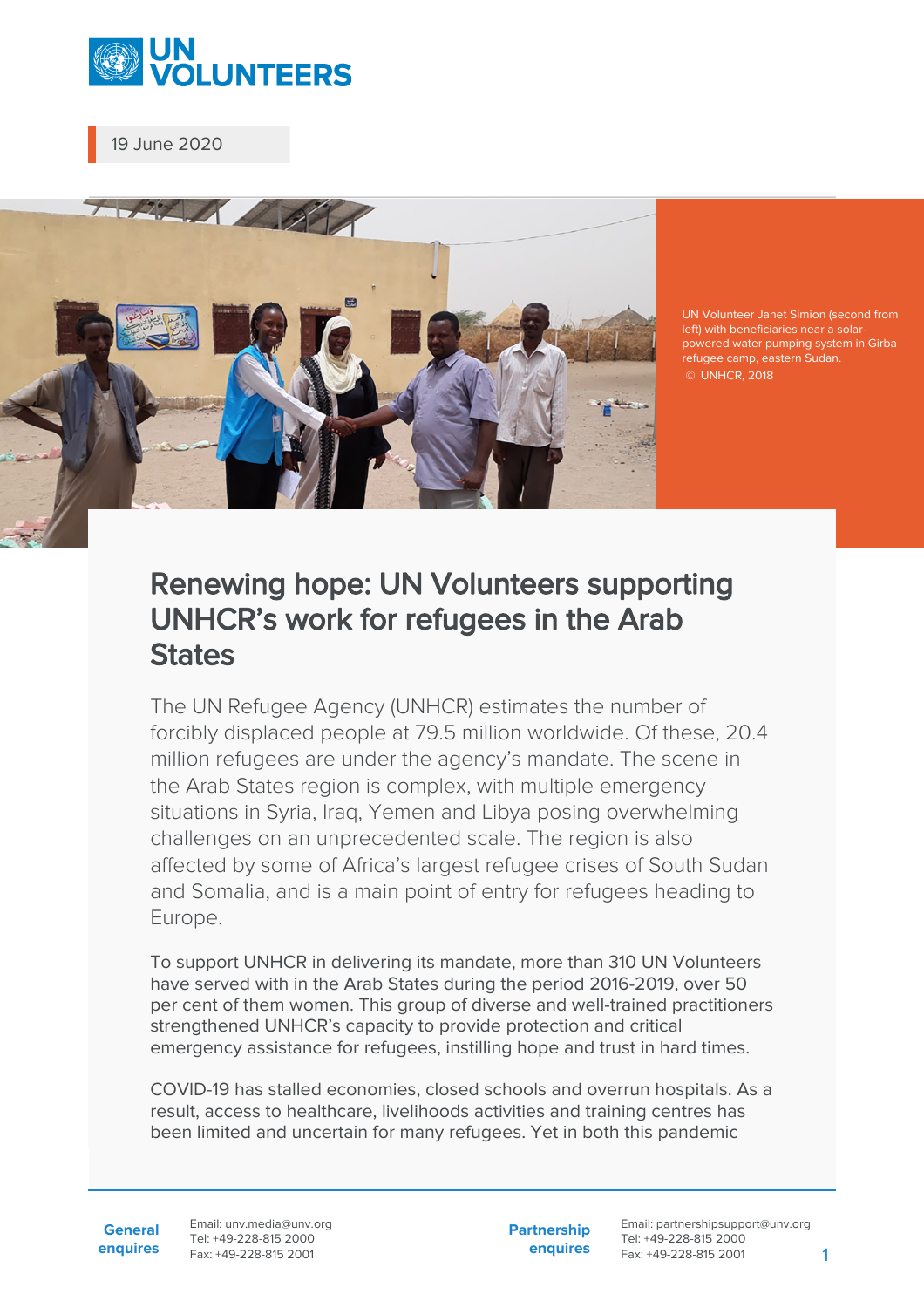19 June 2020

UN Volunteer Janet Simion (second from left) with beneficiaries near a solar-powered water pumping system in Girba refugee camp, eastern Sudan. © UNHCR, 2018

# Renewing hope: UN Volunteers supporting UNHCR's work for refugees in the Arab States

The UN Refugee Agency (UNHCR) estimates the number of forcibly displaced people at 79.5 million worldwide. Of these, 20.4 million refugees are under the agency's mandate. The scene in the Arab States region is complex, with multiple emergency situations in Syria, Iraq, Yemen and Libya posing overwhelming challenges on an unprecedented scale. The region is also affected by some of Africa's largest refugee crises of South Sudan and Somalia, and is a main point of entry for refugees heading to Europe.

To support UNHCR in delivering its mandate, more than 310 UN Volunteers have served with in the Arab States during the period 2016-2019, over 50 per cent of them women. This group of diverse and well-trained practitioners strengthened UNHCR's capacity to provide protection and critical emergency assistance for refugees, instilling hope and trust in hard times.

COVID-19 has stalled economies, closed schools and overrun hospitals. As a result, access to healthcare, livelihoods activities and training centres has been limited and uncertain for many refugees. Yet in both this pandemic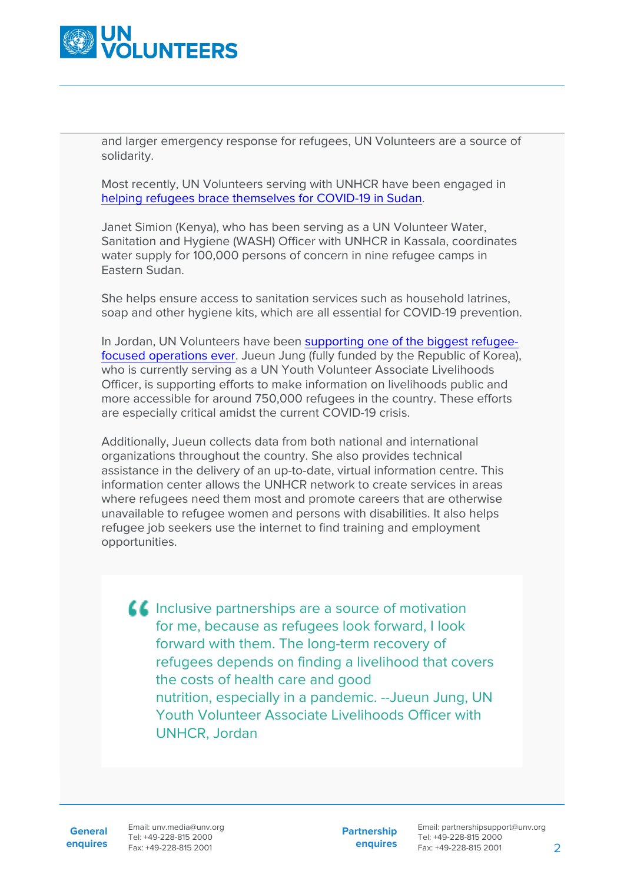and larger emergency response for refugees, UN Volunteers are a source of solidarity.

Most recently, UN Volunteers serving with UNHCR have been engaged in helping refugees brace themselves for COVID-19 in Sudan.

Janet Simion (Kenya), who has been serving as a UN Volunteer Water, Sanitation and Hygiene (WASH) Officer with UNHCR in Kassala, coordinates water supply for 100,000 persons of concern in nine refugee camps in Eastern Sudan.

She helps ensure access to sanitation services such as household latrines, soap and other hygiene kits, which are all essential for COVID-19 prevention.

In Jordan, UN Volunteers have been supporting one of the biggest refugee-focused operations ever. Jueun Jung (fully funded by the Republic of Korea), who is currently serving as a UN Youth Volunteer Associate Livelihoods Officer, is supporting efforts to make information on livelihoods public and more accessible for around 750,000 refugees in the country. These efforts are especially critical amidst the current COVID-19 crisis.

Additionally, Jueun collects data from both national and international organizations throughout the country. She also provides technical assistance in the delivery of an up-to-date, virtual information centre. This information center allows the UNHCR network to create services in areas where refugees need them most and promote careers that are otherwise unavailable to refugee women and persons with disabilities. It also helps refugee job seekers use the internet to find training and employment opportunities.

> Inclusive partnerships are a source of motivation for me, because as refugees look forward, I look forward with them. The long-term recovery of refugees depends on finding a livelihood that covers the costs of health care and good nutrition, especially in a pandemic. --Jueun Jung, UN Youth Volunteer Associate Livelihoods Officer with UNHCR, Jordan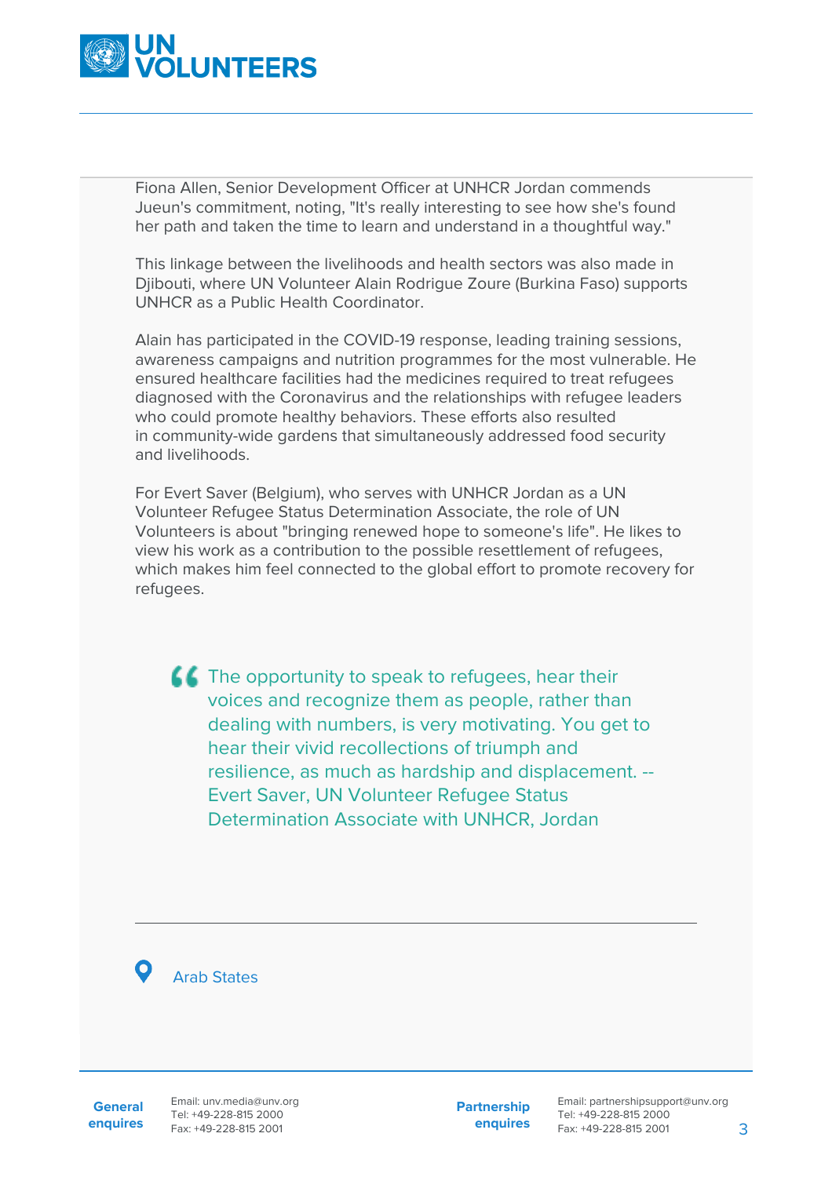Fiona Allen, Senior Development Officer at UNHCR Jordan commends Jueun's commitment, noting, "It's really interesting to see how she's found her path and taken the time to learn and understand in a thoughtful way."

This linkage between the livelihoods and health sectors was also made in Djibouti, where UN Volunteer Alain Rodrigue Zoure (Burkina Faso) supports UNHCR as a Public Health Coordinator.

Alain has participated in the COVID-19 response, leading training sessions, awareness campaigns and nutrition programmes for the most vulnerable. He ensured healthcare facilities had the medicines required to treat refugees diagnosed with the Coronavirus and the relationships with refugee leaders who could promote healthy behaviors. These efforts also resulted in community-wide gardens that simultaneously addressed food security and livelihoods.

For Evert Saver (Belgium), who serves with UNHCR Jordan as a UN Volunteer Refugee Status Determination Associate, the role of UN Volunteers is about "bringing renewed hope to someone's life". He likes to view his work as a contribution to the possible resettlement of refugees, which makes him feel connected to the global effort to promote recovery for refugees.

> The opportunity to speak to refugees, hear their voices and recognize them as people, rather than dealing with numbers, is very motivating. You get to hear their vivid recollections of triumph and resilience, as much as hardship and displacement. -- Evert Saver, UN Volunteer Refugee Status Determination Associate with UNHCR, Jordan

---

Arab States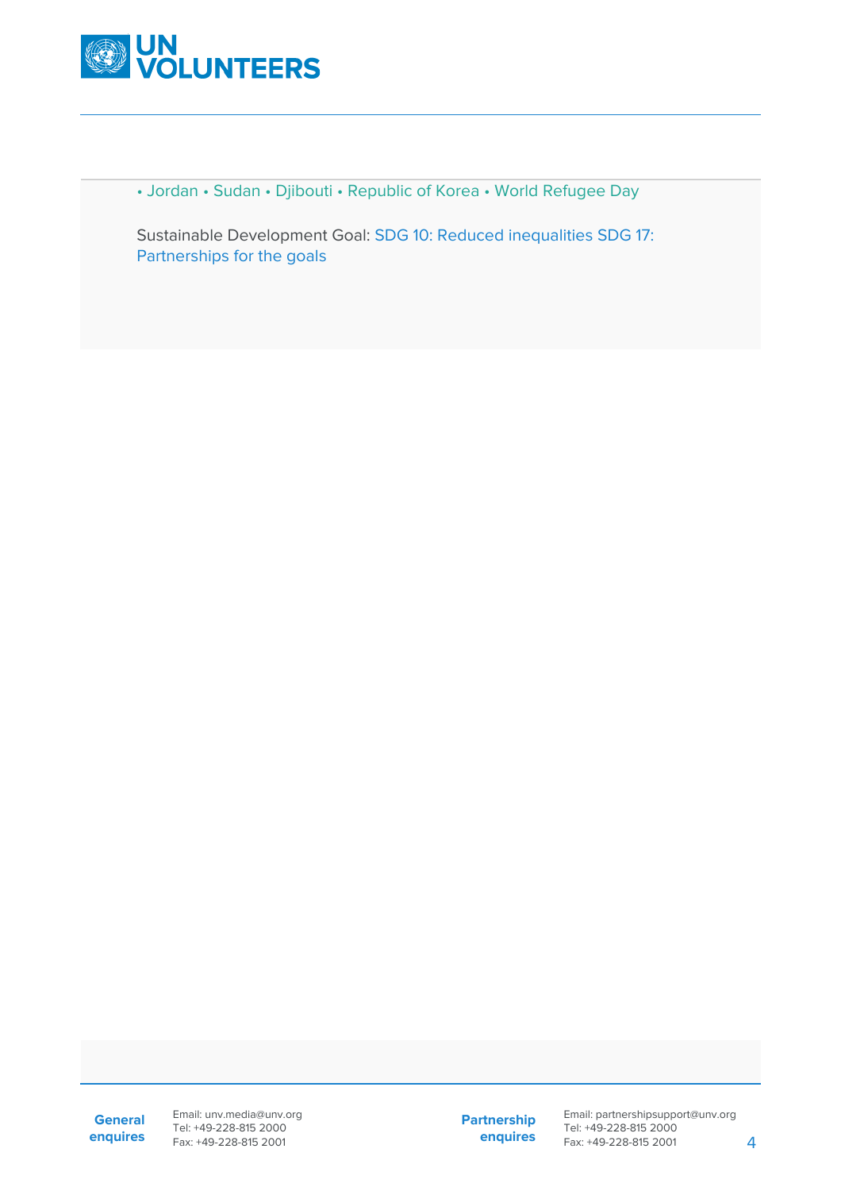• Jordan • Sudan • Djibouti • Republic of Korea • World Refugee Day

Sustainable Development Goal: SDG 10: Reduced inequalities SDG 17: Partnerships for the goals

**General enquires**

Email: unv.media@unv.org
Tel: +49-228-815 2000
Fax: +49-228-815 2001

**Partnership enquires**

Email: partnershipsupport@unv.org
Tel: +49-228-815 2000
Fax: +49-228-815 2001